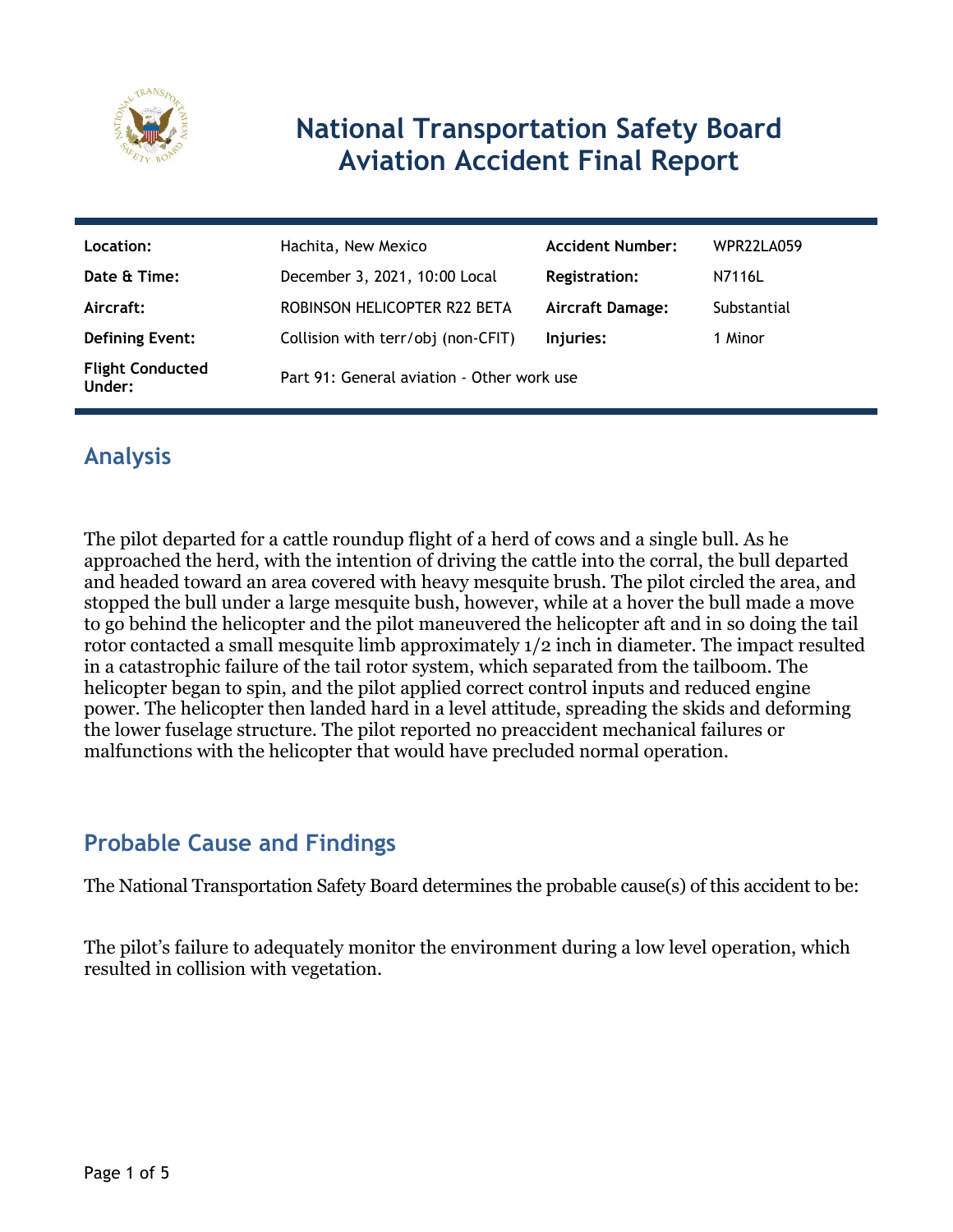# National Transportation Safety Board Aviation Accident Final Report

| Location: | Hachita, New Mexico | Accident Number: | WPR22LA059 |
|---|---|---|---|
| Date & Time: | December 3, 2021, 10:00 Local | Registration: | N7116L |
| Aircraft: | ROBINSON HELICOPTER R22 BETA | Aircraft Damage: | Substantial |
| Defining Event: | Collision with terr/obj (non-CFIT) | Injuries: | 1 Minor |
| Flight Conducted Under: | Part 91: General aviation - Other work use | | |

## Analysis

The pilot departed for a cattle roundup flight of a herd of cows and a single bull. As he approached the herd, with the intention of driving the cattle into the corral, the bull departed and headed toward an area covered with heavy mesquite brush. The pilot circled the area, and stopped the bull under a large mesquite bush, however, while at a hover the bull made a move to go behind the helicopter and the pilot maneuvered the helicopter aft and in so doing the tail rotor contacted a small mesquite limb approximately 1/2 inch in diameter. The impact resulted in a catastrophic failure of the tail rotor system, which separated from the tailboom. The helicopter began to spin, and the pilot applied correct control inputs and reduced engine power. The helicopter then landed hard in a level attitude, spreading the skids and deforming the lower fuselage structure. The pilot reported no preaccident mechanical failures or malfunctions with the helicopter that would have precluded normal operation.

## Probable Cause and Findings

The National Transportation Safety Board determines the probable cause(s) of this accident to be:

The pilot's failure to adequately monitor the environment during a low level operation, which resulted in collision with vegetation.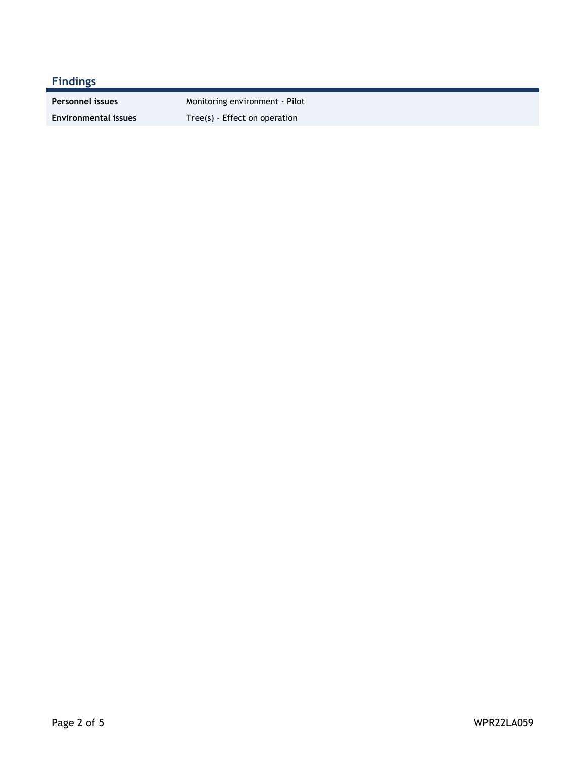## Findings

| | |
|---|---|
| **Personnel issues** | Monitoring environment - Pilot |
| **Environmental issues** | Tree(s) - Effect on operation |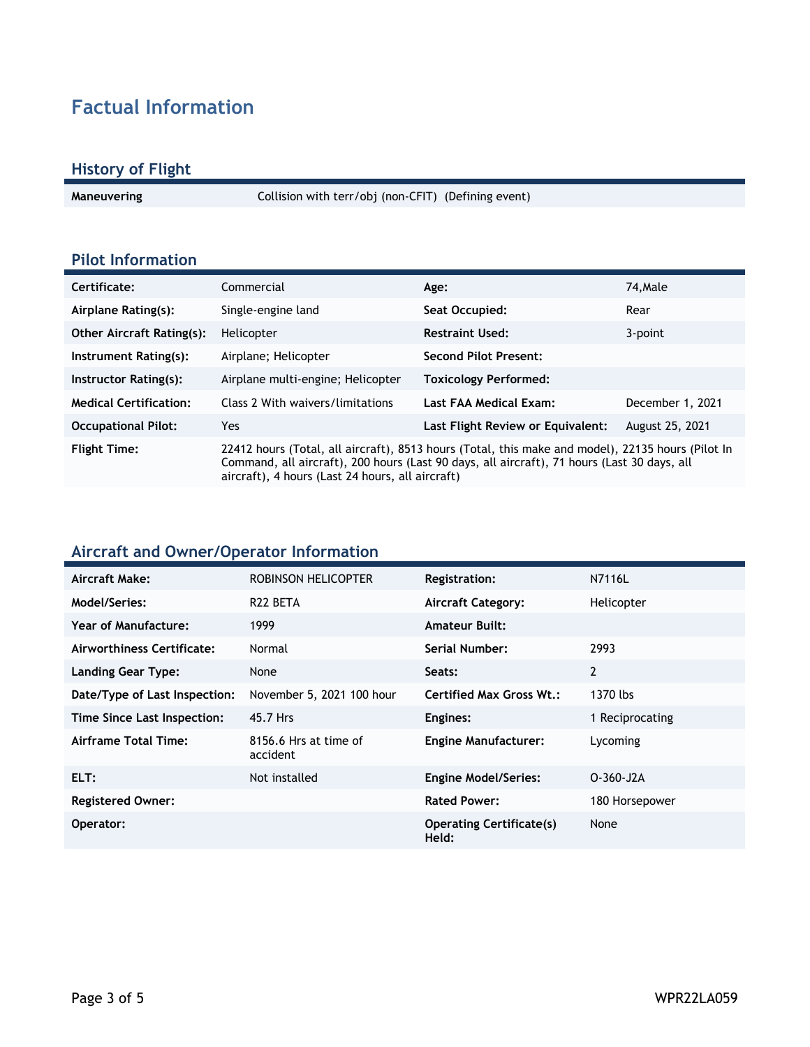# Factual Information

## History of Flight

| | |
|---|---|
| **Maneuvering** | Collision with terr/obj (non-CFIT) (Defining event) |

## Pilot Information

| | | | |
|---|---|---|---|
| **Certificate:** | Commercial | **Age:** | 74,Male |
| **Airplane Rating(s):** | Single-engine land | **Seat Occupied:** | Rear |
| **Other Aircraft Rating(s):** | Helicopter | **Restraint Used:** | 3-point |
| **Instrument Rating(s):** | Airplane; Helicopter | **Second Pilot Present:** | |
| **Instructor Rating(s):** | Airplane multi-engine; Helicopter | **Toxicology Performed:** | |
| **Medical Certification:** | Class 2 With waivers/limitations | **Last FAA Medical Exam:** | December 1, 2021 |
| **Occupational Pilot:** | Yes | **Last Flight Review or Equivalent:** | August 25, 2021 |
| **Flight Time:** | 22412 hours (Total, all aircraft), 8513 hours (Total, this make and model), 22135 hours (Pilot In Command, all aircraft), 200 hours (Last 90 days, all aircraft), 71 hours (Last 30 days, all aircraft), 4 hours (Last 24 hours, all aircraft) | | |

## Aircraft and Owner/Operator Information

| | | | |
|---|---|---|---|
| **Aircraft Make:** | ROBINSON HELICOPTER | **Registration:** | N7116L |
| **Model/Series:** | R22 BETA | **Aircraft Category:** | Helicopter |
| **Year of Manufacture:** | 1999 | **Amateur Built:** | |
| **Airworthiness Certificate:** | Normal | **Serial Number:** | 2993 |
| **Landing Gear Type:** | None | **Seats:** | 2 |
| **Date/Type of Last Inspection:** | November 5, 2021 100 hour | **Certified Max Gross Wt.:** | 1370 lbs |
| **Time Since Last Inspection:** | 45.7 Hrs | **Engines:** | 1 Reciprocating |
| **Airframe Total Time:** | 8156.6 Hrs at time of accident | **Engine Manufacturer:** | Lycoming |
| **ELT:** | Not installed | **Engine Model/Series:** | O-360-J2A |
| **Registered Owner:** | | **Rated Power:** | 180 Horsepower |
| **Operator:** | | **Operating Certificate(s) Held:** | None |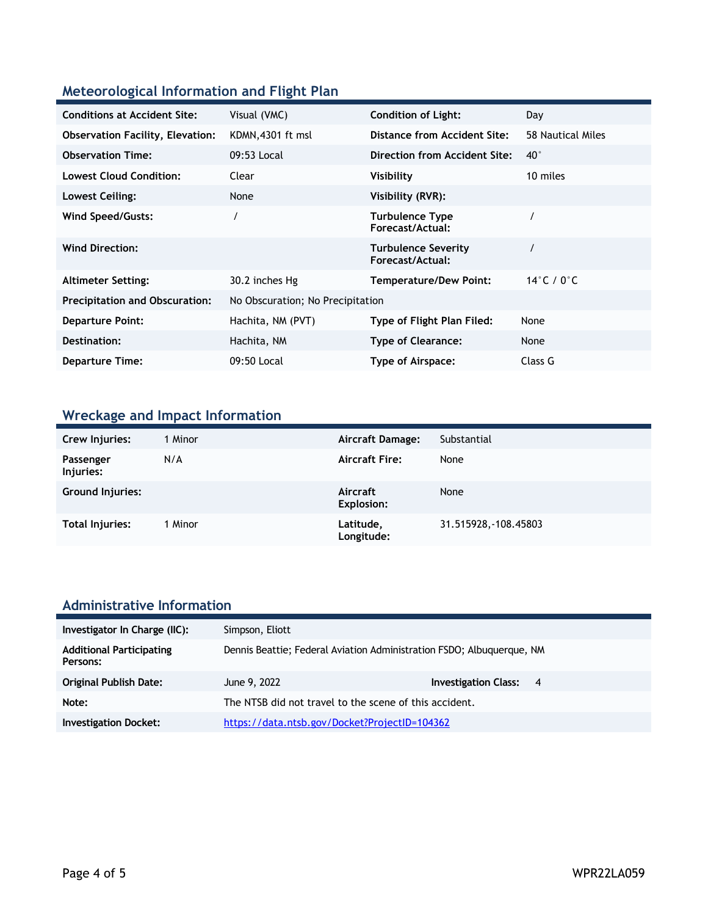## Meteorological Information and Flight Plan

| | | | |
|---|---|---|---|
| **Conditions at Accident Site:** | Visual (VMC) | **Condition of Light:** | Day |
| **Observation Facility, Elevation:** | KDMN,4301 ft msl | **Distance from Accident Site:** | 58 Nautical Miles |
| **Observation Time:** | 09:53 Local | **Direction from Accident Site:** | 40° |
| **Lowest Cloud Condition:** | Clear | **Visibility** | 10 miles |
| **Lowest Ceiling:** | None | **Visibility (RVR):** | |
| **Wind Speed/Gusts:** | / | **Turbulence Type Forecast/Actual:** | / |
| **Wind Direction:** | | **Turbulence Severity Forecast/Actual:** | / |
| **Altimeter Setting:** | 30.2 inches Hg | **Temperature/Dew Point:** | 14°C / 0°C |
| **Precipitation and Obscuration:** | No Obscuration; No Precipitation | | |
| **Departure Point:** | Hachita, NM (PVT) | **Type of Flight Plan Filed:** | None |
| **Destination:** | Hachita, NM | **Type of Clearance:** | None |
| **Departure Time:** | 09:50 Local | **Type of Airspace:** | Class G |

## Wreckage and Impact Information

| | | | |
|---|---|---|---|
| **Crew Injuries:** | 1 Minor | **Aircraft Damage:** | Substantial |
| **Passenger Injuries:** | N/A | **Aircraft Fire:** | None |
| **Ground Injuries:** | | **Aircraft Explosion:** | None |
| **Total Injuries:** | 1 Minor | **Latitude, Longitude:** | 31.515928,-108.45803 |

## Administrative Information

| | | | |
|---|---|---|---|
| **Investigator In Charge (IIC):** | Simpson, Eliott | | |
| **Additional Participating Persons:** | Dennis Beattie; Federal Aviation Administration FSDO; Albuquerque, NM | | |
| **Original Publish Date:** | June 9, 2022 | **Investigation Class:** | 4 |
| **Note:** | The NTSB did not travel to the scene of this accident. | | |
| **Investigation Docket:** | https://data.ntsb.gov/Docket?ProjectID=104362 | | |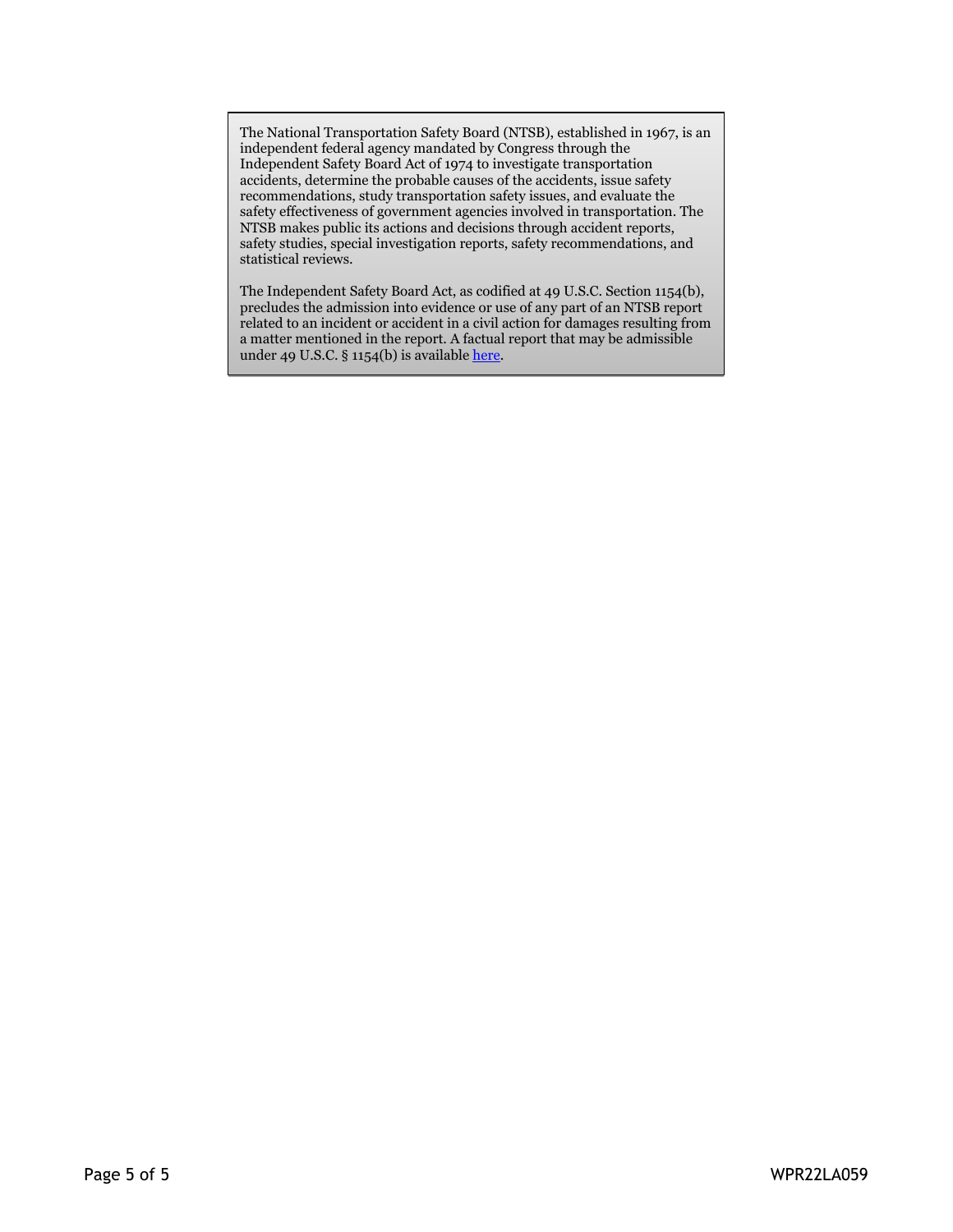The National Transportation Safety Board (NTSB), established in 1967, is an independent federal agency mandated by Congress through the Independent Safety Board Act of 1974 to investigate transportation accidents, determine the probable causes of the accidents, issue safety recommendations, study transportation safety issues, and evaluate the safety effectiveness of government agencies involved in transportation. The NTSB makes public its actions and decisions through accident reports, safety studies, special investigation reports, safety recommendations, and statistical reviews.

The Independent Safety Board Act, as codified at 49 U.S.C. Section 1154(b), precludes the admission into evidence or use of any part of an NTSB report related to an incident or accident in a civil action for damages resulting from a matter mentioned in the report. A factual report that may be admissible under 49 U.S.C. § 1154(b) is available here.